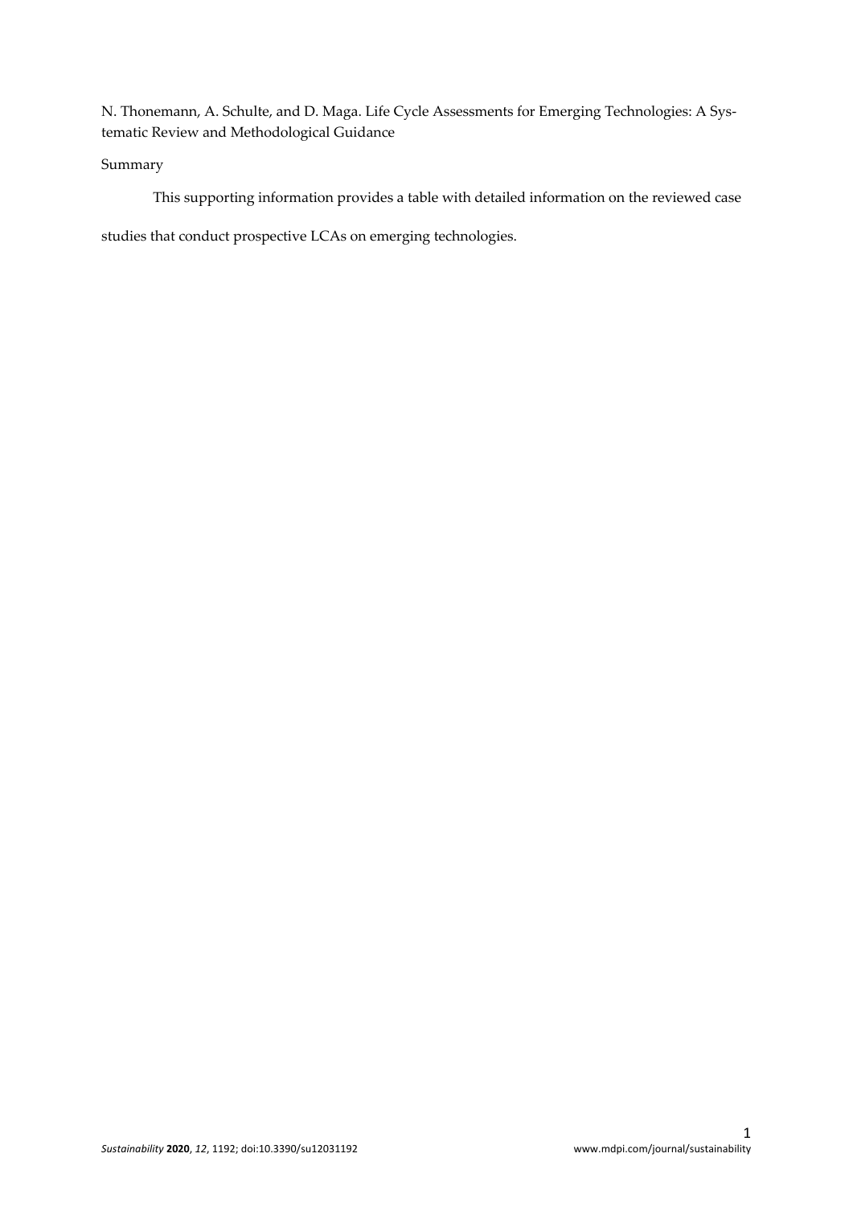N. Thonemann, A. Schulte, and D. Maga. Life Cycle Assessments for Emerging Technologies: A Systematic Review and Methodological Guidance

Summary

This supporting information provides a table with detailed information on the reviewed case studies that conduct prospective LCAs on emerging technologies.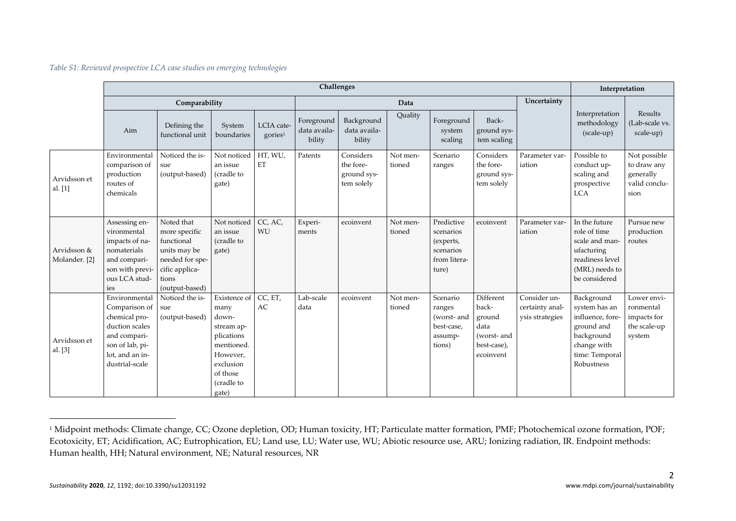*Table S1: Reviewed prospective LCA case studies on emerging technologies*

| | Challenges | | | | | | | | | | Interpretation | |
|---|---|---|---|---|---|---|---|---|---|---|---|---|
| | Comparability | | | | Data | | | | | Uncertainty | | |
| | Aim | Defining the functional unit | System boundaries | LCIA categories[1] | Foreground data availability | Background data availability | Quality | Foreground system scaling | Background system scaling | | Interpretation methodology (scale-up) | Results (Lab-scale vs. scale-up) |
| Arvidsson et al. [1] | Environmental comparison of production routes of chemicals | Noticed the issue (output-based) | Not noticed an issue (cradle to gate) | HT, WU, ET | Patents | Considers the foreground system solely | Not mentioned | Scenario ranges | Considers the foreground system solely | Parameter variation | Possible to conduct upscaling and prospective LCA | Not possible to draw any generally valid conclusion |
| Arvidsson & Molander. [2] | Assessing environmental impacts of nanomaterials and comparison with previous LCA studies | Noted that more specific functional units may be needed for specific applications (output-based) | Not noticed an issue (cradle to gate) | CC, AC, WU | Experiments | ecoinvent | Not mentioned | Predictive scenarios (experts, scenarios from literature) | ecoinvent | Parameter variation | In the future role of time scale and manufacturing readiness level (MRL) needs to be considered | Pursue new production routes |
| Arvidsson et al. [3] | Environmental Comparison of chemical production scales and comparison of lab, pilot, and an industrial-scale | Noticed the issue (output-based) | Existence of many downstream applications mentioned. However, exclusion of those (cradle to gate) | CC, ET, AC | Lab-scale data | ecoinvent | Not mentioned | Scenario ranges (worst- and best-case, assumptions) | Different background data (worst- and best-case), ecoinvent | Consider uncertainty analysis strategies | Background system has an influence, foreground and background change with time: Temporal Robustness | Lower environmental impacts for the scale-up system |

[1] Midpoint methods: Climate change, CC; Ozone depletion, OD; Human toxicity, HT; Particulate matter formation, PMF; Photochemical ozone formation, POF; Ecotoxicity, ET; Acidification, AC; Eutrophication, EU; Land use, LU; Water use, WU; Abiotic resource use, ARU; Ionizing radiation, IR. Endpoint methods: Human health, HH; Natural environment, NE; Natural resources, NR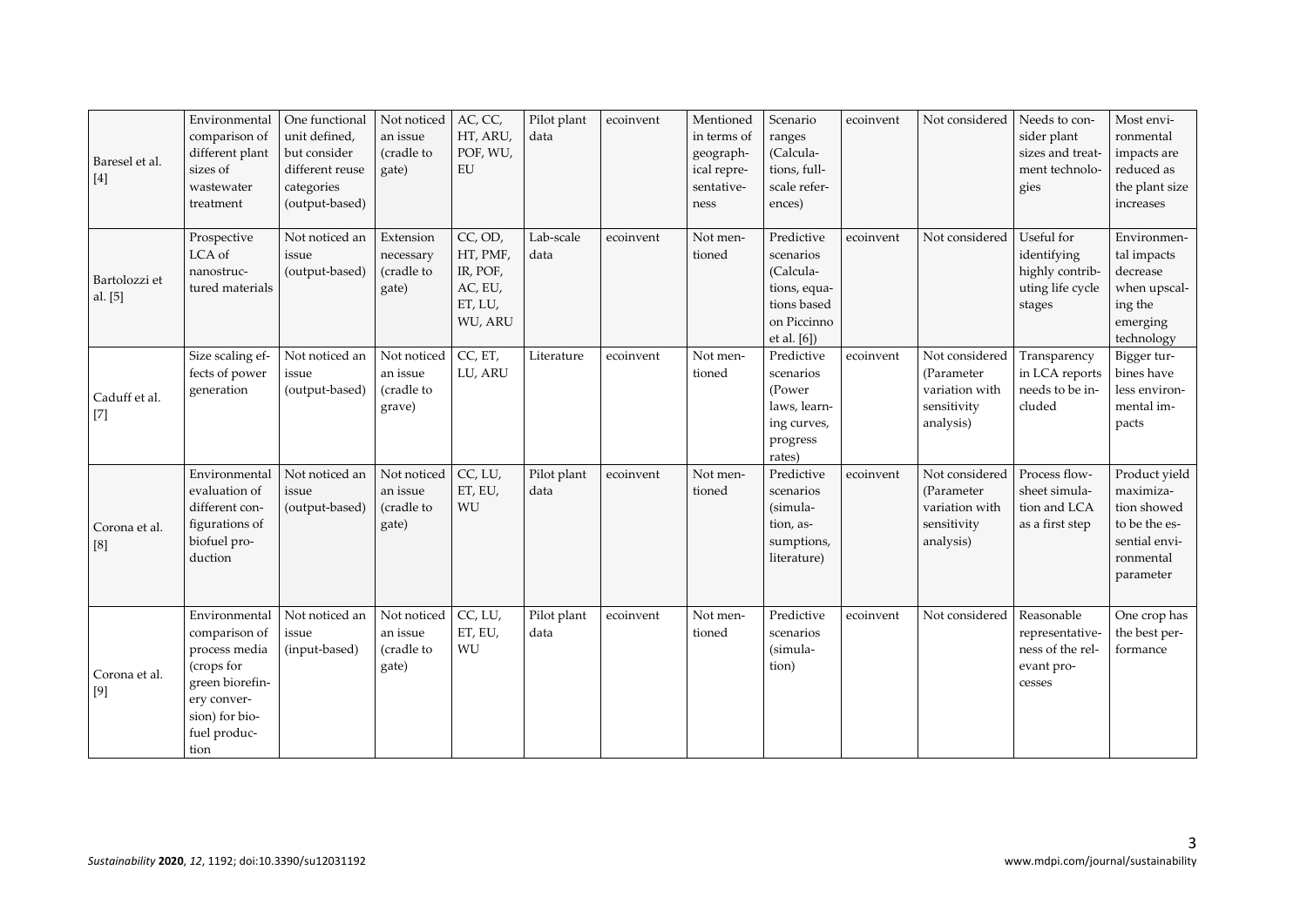| | | | | | | | | | | | | |
|---|---|---|---|---|---|---|---|---|---|---|---|---|
| Baresel et al. [4] | Environmental comparison of different plant sizes of wastewater treatment | One functional unit defined, but consider different reuse categories (output-based) | Not noticed an issue (cradle to gate) | AC, CC, HT, ARU, POF, WU, EU | Pilot plant data | ecoinvent | Mentioned in terms of geographical representativeness | Scenario ranges (Calculations, full-scale references) | ecoinvent | Not considered | Needs to consider plant sizes and treatment technologies | Most environmental impacts are reduced as the plant size increases |
| Bartolozzi et al. [5] | Prospective LCA of nanostructured materials | Not noticed an issue (output-based) | Extension necessary (cradle to gate) | CC, OD, HT, PMF, IR, POF, AC, EU, ET, LU, WU, ARU | Lab-scale data | ecoinvent | Not mentioned | Predictive scenarios (Calculations, equations based on Piccinno et al. [6]) | ecoinvent | Not considered | Useful for identifying highly contributing life cycle stages | Environmental impacts decrease when upscaling the emerging technology |
| Caduff et al. [7] | Size scaling effects of power generation | Not noticed an issue (output-based) | Not noticed an issue (cradle to grave) | CC, ET, LU, ARU | Literature | ecoinvent | Not mentioned | Predictive scenarios (Power laws, learning curves, progress rates) | ecoinvent | Not considered (Parameter variation with sensitivity analysis) | Transparency in LCA reports needs to be included | Bigger turbines have less environmental impacts |
| Corona et al. [8] | Environmental evaluation of different configurations of biofuel production | Not noticed an issue (output-based) | Not noticed an issue (cradle to gate) | CC, LU, ET, EU, WU | Pilot plant data | ecoinvent | Not mentioned | Predictive scenarios (simulation, assumptions, literature) | ecoinvent | Not considered (Parameter variation with sensitivity analysis) | Process flowsheet simulation and LCA as a first step | Product yield maximization showed to be the essential environmental parameter |
| Corona et al. [9] | Environmental comparison of process media (crops for green biorefinery conversion) for biofuel production | Not noticed an issue (input-based) | Not noticed an issue (cradle to gate) | CC, LU, ET, EU, WU | Pilot plant data | ecoinvent | Not mentioned | Predictive scenarios (simulation) | ecoinvent | Not considered | Reasonable representativeness of the relevant processes | One crop has the best performance |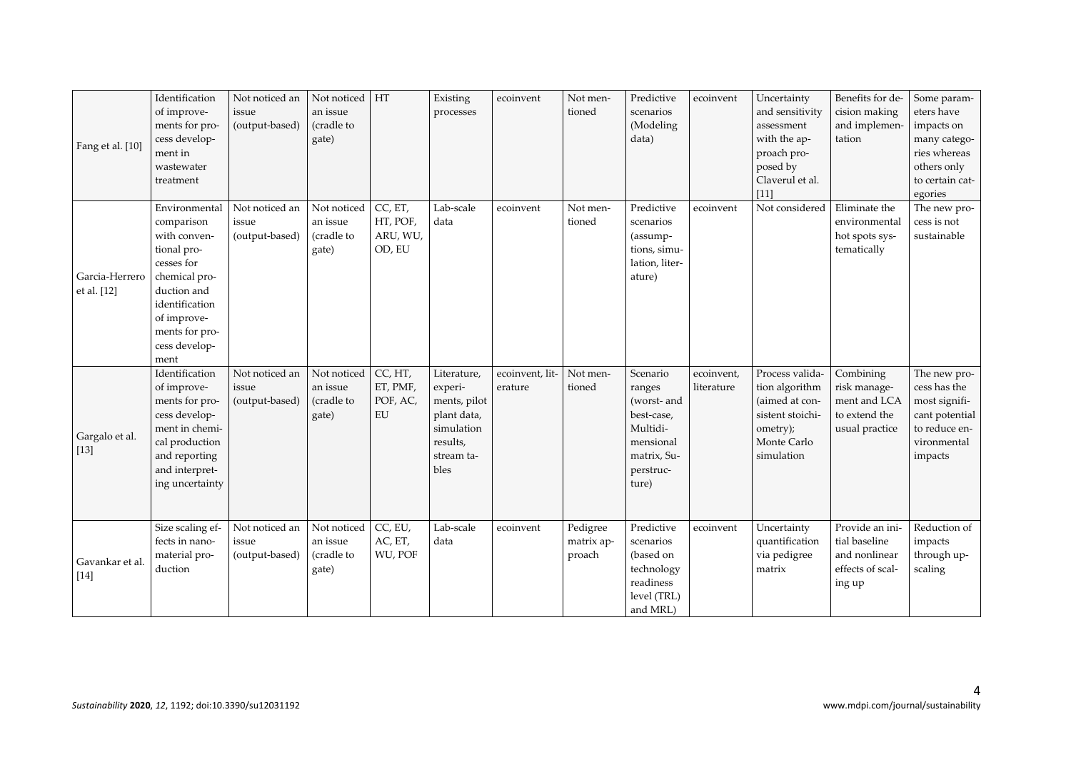| | | | | | | | | | | | | |
|---|---|---|---|---|---|---|---|---|---|---|---|---|
| Fang et al. [10] | Identification of improvements for process development in wastewater treatment | Not noticed an issue (output-based) | Not noticed an issue (cradle to gate) | HT | Existing processes | ecoinvent | Not mentioned | Predictive scenarios (Modeling data) | ecoinvent | Uncertainty and sensitivity assessment with the approach proposed by Claverul et al. [11] | Benefits for decision making and implementation | Some parameters have impacts on many categories whereas others only to certain categories |
| Garcia-Herrero et al. [12] | Environmental comparison with conventional processes for chemical production and identification of improvements for process development | Not noticed an issue (output-based) | Not noticed an issue (cradle to gate) | CC, ET, HT, POF, ARU, WU, OD, EU | Lab-scale data | ecoinvent | Not mentioned | Predictive scenarios (assumptions, simulation, literature) | ecoinvent | Not considered | Eliminate the environmental hot spots systematically | The new process is not sustainable |
| Gargalo et al. [13] | Identification of improvements for process development in chemical production and reporting and interpreting uncertainty | Not noticed an issue (output-based) | Not noticed an issue (cradle to gate) | CC, HT, ET, PMF, POF, AC, EU | Literature, experiments, pilot plant data, simulation results, stream tables | ecoinvent, literature | Not mentioned | Scenario ranges (worst- and best-case, Multidimensional matrix, Superstructure) | ecoinvent, literature | Process validation algorithm (aimed at consistent stoichiometry); Monte Carlo simulation | Combining risk management and LCA to extend the usual practice | The new process has the most significant potential to reduce environmental impacts |
| Gavankar et al. [14] | Size scaling effects in nanomaterial production | Not noticed an issue (output-based) | Not noticed an issue (cradle to gate) | CC, EU, AC, ET, WU, POF | Lab-scale data | ecoinvent | Pedigree matrix approach | Predictive scenarios (based on technology readiness level (TRL) and MRL) | ecoinvent | Uncertainty quantification via pedigree matrix | Provide an initial baseline and nonlinear effects of scaling up | Reduction of impacts through upscaling |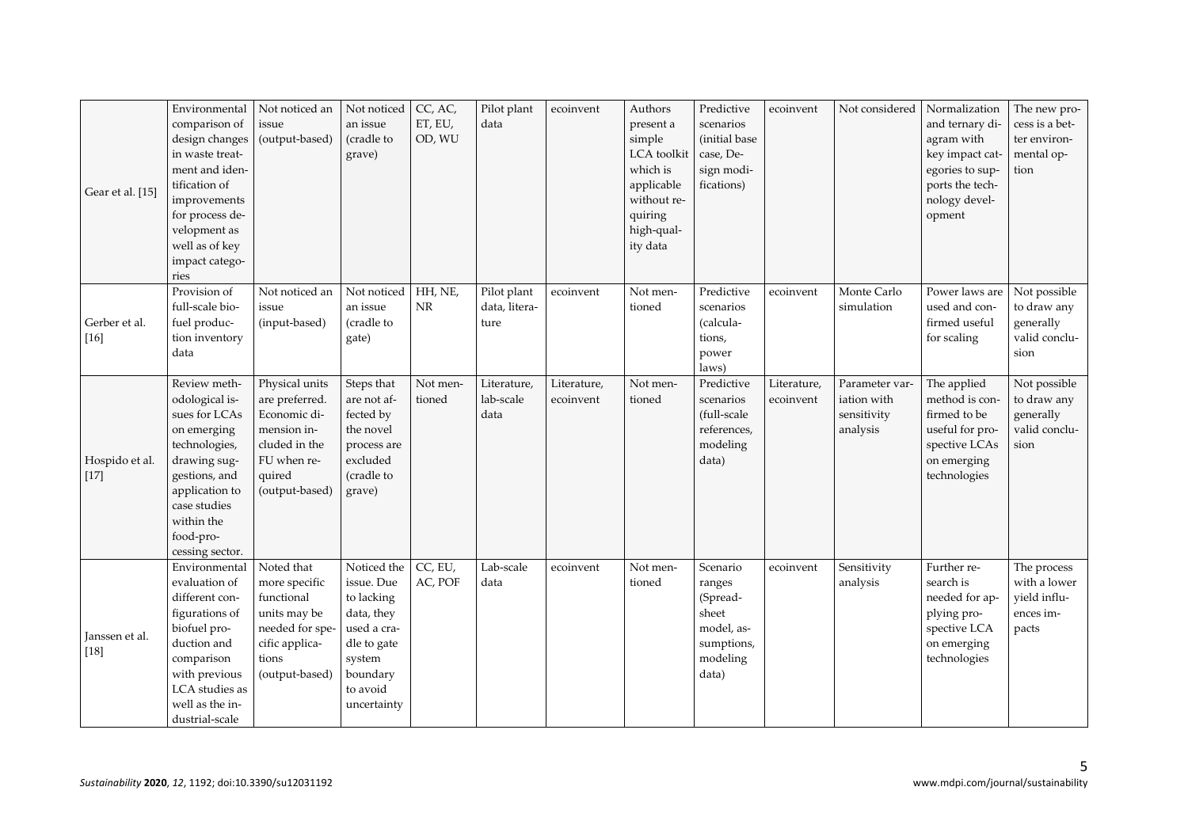| | | | | | | | | | | | | |
|---|---|---|---|---|---|---|---|---|---|---|---|---|
| Gear et al. [15] | Environmental comparison of design changes in waste treatment and identification of improvements for process development as well as of key impact categories | Not noticed an issue (output-based) | Not noticed an issue (cradle to grave) | CC, AC, ET, EU, OD, WU | Pilot plant data | ecoinvent | Authors present a simple LCA toolkit which is applicable without requiring high-quality data | Predictive scenarios (initial base case, Design modifications) | ecoinvent | Not considered | Normalization and ternary diagram with key impact categories to supports the technology development | The new process is a better environmental option |
| Gerber et al. [16] | Provision of full-scale biofuel production inventory data | Not noticed an issue (input-based) | Not noticed an issue (cradle to gate) | HH, NE, NR | Pilot plant data, literature | ecoinvent | Not mentioned | Predictive scenarios (calculations, power laws) | ecoinvent | Monte Carlo simulation | Power laws are used and confirmed useful for scaling | Not possible to draw any generally valid conclusion |
| Hospido et al. [17] | Review methodological issues for LCAs on emerging technologies, drawing suggestions, and application to case studies within the food-processing sector. | Physical units are preferred. Economic dimension included in the FU when required (output-based) | Steps that are not affected by the novel process are excluded (cradle to grave) | Not mentioned | Literature, lab-scale data | Literature, ecoinvent | Not mentioned | Predictive scenarios (full-scale references, modeling data) | Literature, ecoinvent | Parameter variation with sensitivity analysis | The applied method is confirmed to be useful for prospective LCAs on emerging technologies | Not possible to draw any generally valid conclusion |
| Janssen et al. [18] | Environmental evaluation of different configurations of biofuel production and comparison with previous LCA studies as well as the industrial-scale | Noted that more specific functional units may be needed for specific applications (output-based) | Noticed the issue. Due to lacking data, they used a cradle to gate system boundary to avoid uncertainty | CC, EU, AC, POF | Lab-scale data | ecoinvent | Not mentioned | Scenario ranges (Spreadsheet model, assumptions, modeling data) | ecoinvent | Sensitivity analysis | Further research is needed for applying prospective LCA on emerging technologies | The process with a lower yield influences impacts |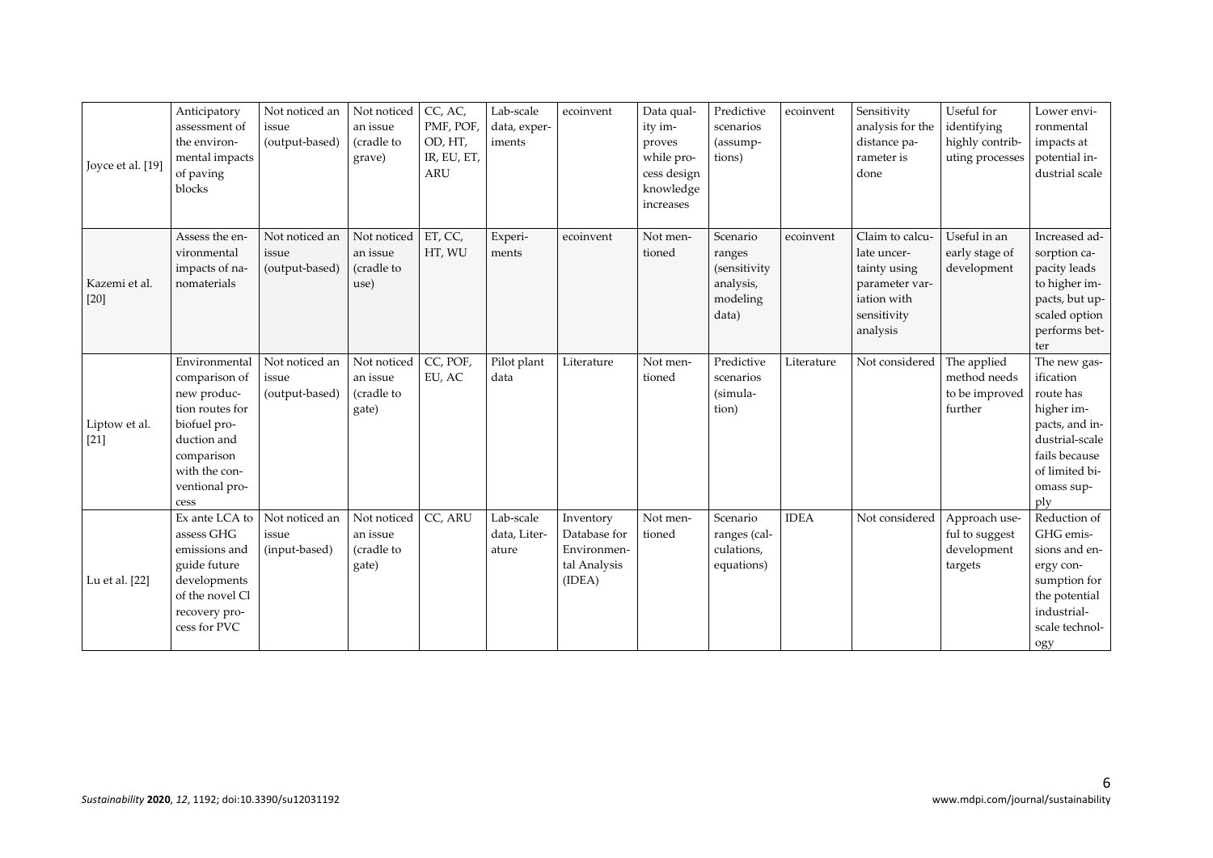| | | | | | | | | | | | | |
|---|---|---|---|---|---|---|---|---|---|---|---|---|
| Joyce et al. [19] | Anticipatory assessment of the environmental impacts of paving blocks | Not noticed an issue (output-based) | Not noticed an issue (cradle to grave) | CC, AC, PMF, POF, OD, HT, IR, EU, ET, ARU | Lab-scale data, experiments | ecoinvent | Data quality improves while process design knowledge increases | Predictive scenarios (assumptions) | ecoinvent | Sensitivity analysis for the distance parameter is done | Useful for identifying highly contributing processes | Lower environmental impacts at potential industrial scale |
| Kazemi et al. [20] | Assess the environmental impacts of nanomaterials | Not noticed an issue (output-based) | Not noticed an issue (cradle to use) | ET, CC, HT, WU | Experiments | ecoinvent | Not mentioned | Scenario ranges (sensitivity analysis, modeling data) | ecoinvent | Claim to calculate uncertainty using parameter variation with sensitivity analysis | Useful in an early stage of development | Increased adsorption capacity leads to higher impacts, but upscaled option performs better |
| Liptow et al. [21] | Environmental comparison of new production routes for biofuel production and comparison with the conventional process | Not noticed an issue (output-based) | Not noticed an issue (cradle to gate) | CC, POF, EU, AC | Pilot plant data | Literature | Not mentioned | Predictive scenarios (simulation) | Literature | Not considered | The applied method needs to be improved further | The new gasification route has higher impacts, and industrial-scale fails because of limited biomass supply |
| Lu et al. [22] | Ex ante LCA to assess GHG emissions and guide future developments of the novel Cl recovery process for PVC | Not noticed an issue (input-based) | Not noticed an issue (cradle to gate) | CC, ARU | Lab-scale data, Literature | Inventory Database for Environmental Analysis (IDEA) | Not mentioned | Scenario ranges (calculations, equations) | IDEA | Not considered | Approach useful to suggest development targets | Reduction of GHG emissions and energy consumption for the potential industrial-scale technology |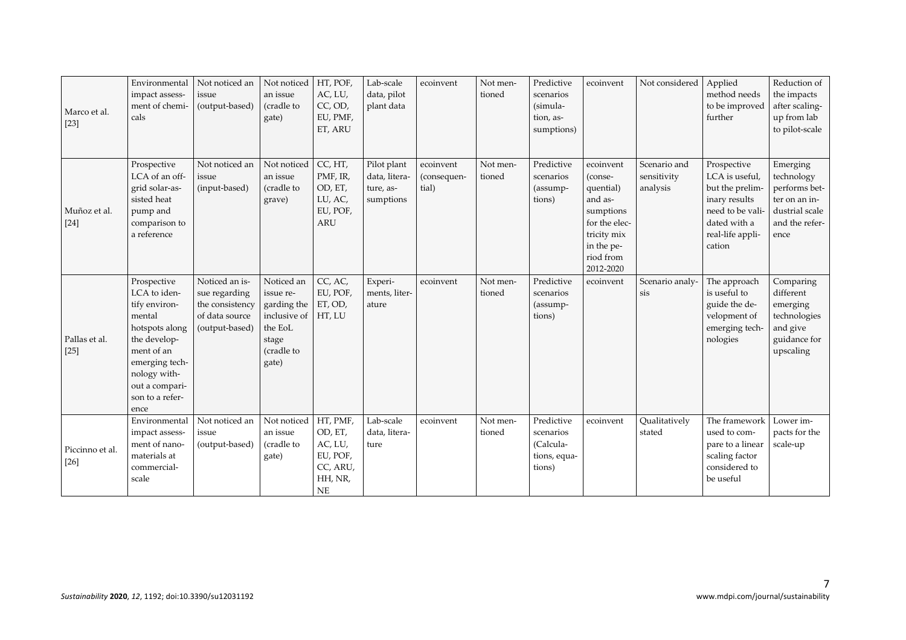| Marco et al. [23] | Environmental impact assessment of chemicals | Not noticed an issue (output-based) | Not noticed an issue (cradle to gate) | HT, POF, AC, LU, CC, OD, EU, PMF, ET, ARU | Lab-scale data, pilot plant data | ecoinvent | Not mentioned | Predictive scenarios (simulation, assumptions) | ecoinvent | Not considered | Applied method needs to be improved further | Reduction of the impacts after scaling-up from lab to pilot-scale |
|---|---|---|---|---|---|---|---|---|---|---|---|---|
| Muñoz et al. [24] | Prospective LCA of an off-grid solar-assisted heat pump and comparison to a reference | Not noticed an issue (input-based) | Not noticed an issue (cradle to grave) | CC, HT, PMF, IR, OD, ET, LU, AC, EU, POF, ARU | Pilot plant data, literature, assumptions | ecoinvent (consequential) | Not mentioned | Predictive scenarios (assumptions) | ecoinvent (consequential) and assumptions for the electricity mix in the period from 2012-2020 | Scenario and sensitivity analysis | Prospective LCA is useful, but the preliminary results need to be validated with a real-life application | Emerging technology performs better on an industrial scale and the reference |
| Pallas et al. [25] | Prospective LCA to identify environmental hotspots along the development of an emerging technology without a comparison to a reference | Noticed an issue regarding the consistency of data source (output-based) | Noticed an issue regarding the inclusive of the EoL stage (cradle to gate) | CC, AC, EU, POF, ET, OD, HT, LU | Experiments, literature | ecoinvent | Not mentioned | Predictive scenarios (assumptions) | ecoinvent | Scenario analysis | The approach is useful to guide the development of emerging technologies | Comparing different emerging technologies and give guidance for upscaling |
| Piccinno et al. [26] | Environmental impact assessment of nanomaterials at commercial-scale | Not noticed an issue (output-based) | Not noticed an issue (cradle to gate) | HT, PMF, OD, ET, AC, LU, EU, POF, CC, ARU, HH, NR, NE | Lab-scale data, literature | ecoinvent | Not mentioned | Predictive scenarios (Calculations, equations) | ecoinvent | Qualitatively stated | The framework used to compare to a linear scaling factor considered to be useful | Lower impacts for the scale-up |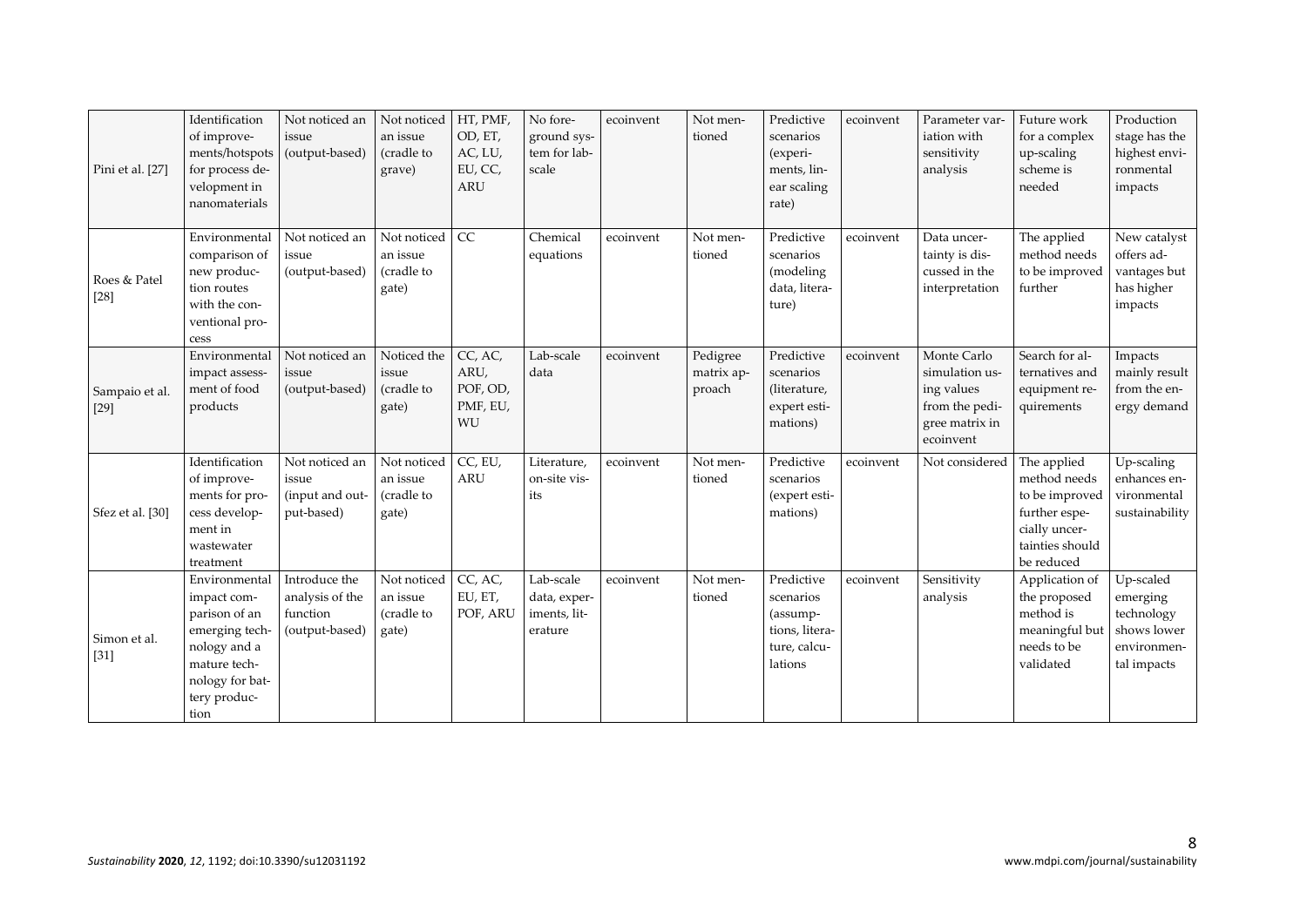| | | | | | | | | | | | | |
|---|---|---|---|---|---|---|---|---|---|---|---|---|
| Pini et al. [27] | Identification of improvements/hotspots for process development in nanomaterials | Not noticed an issue (output-based) | Not noticed an issue (cradle to grave) | HT, PMF, OD, ET, AC, LU, EU, CC, ARU | No foreground system for lab-scale | ecoinvent | Not mentioned | Predictive scenarios (experiments, linear scaling rate) | ecoinvent | Parameter variation with sensitivity analysis | Future work for a complex up-scaling scheme is needed | Production stage has the highest environmental impacts |
| Roes & Patel [28] | Environmental comparison of new production routes with the conventional process | Not noticed an issue (output-based) | Not noticed an issue (cradle to gate) | CC | Chemical equations | ecoinvent | Not mentioned | Predictive scenarios (modeling data, literature) | ecoinvent | Data uncertainty is discussed in the interpretation | The applied method needs to be improved further | New catalyst offers advantages but has higher impacts |
| Sampaio et al. [29] | Environmental impact assessment of food products | Not noticed an issue (output-based) | Noticed the issue (cradle to gate) | CC, AC, ARU, POF, OD, PMF, EU, WU | Lab-scale data | ecoinvent | Pedigree matrix approach | Predictive scenarios (literature, expert estimations) | ecoinvent | Monte Carlo simulation using values from the pedigree matrix in ecoinvent | Search for alternatives and equipment requirements | Impacts mainly result from the energy demand |
| Sfez et al. [30] | Identification of improvements for process development in wastewater treatment | Not noticed an issue (input and output-based) | Not noticed an issue (cradle to gate) | CC, EU, ARU | Literature, on-site visits | ecoinvent | Not mentioned | Predictive scenarios (expert estimations) | ecoinvent | Not considered | The applied method needs to be improved further especially uncertainties should be reduced | Up-scaling enhances environmental sustainability |
| Simon et al. [31] | Environmental impact comparison of an emerging technology and a mature technology for battery production | Introduce the analysis of the function (output-based) | Not noticed an issue (cradle to gate) | CC, AC, EU, ET, POF, ARU | Lab-scale data, experiments, literature | ecoinvent | Not mentioned | Predictive scenarios (assumptions, literature, calculations) | ecoinvent | Sensitivity analysis | Application of the proposed method is meaningful but needs to be validated | Up-scaled emerging technology shows lower environmental impacts |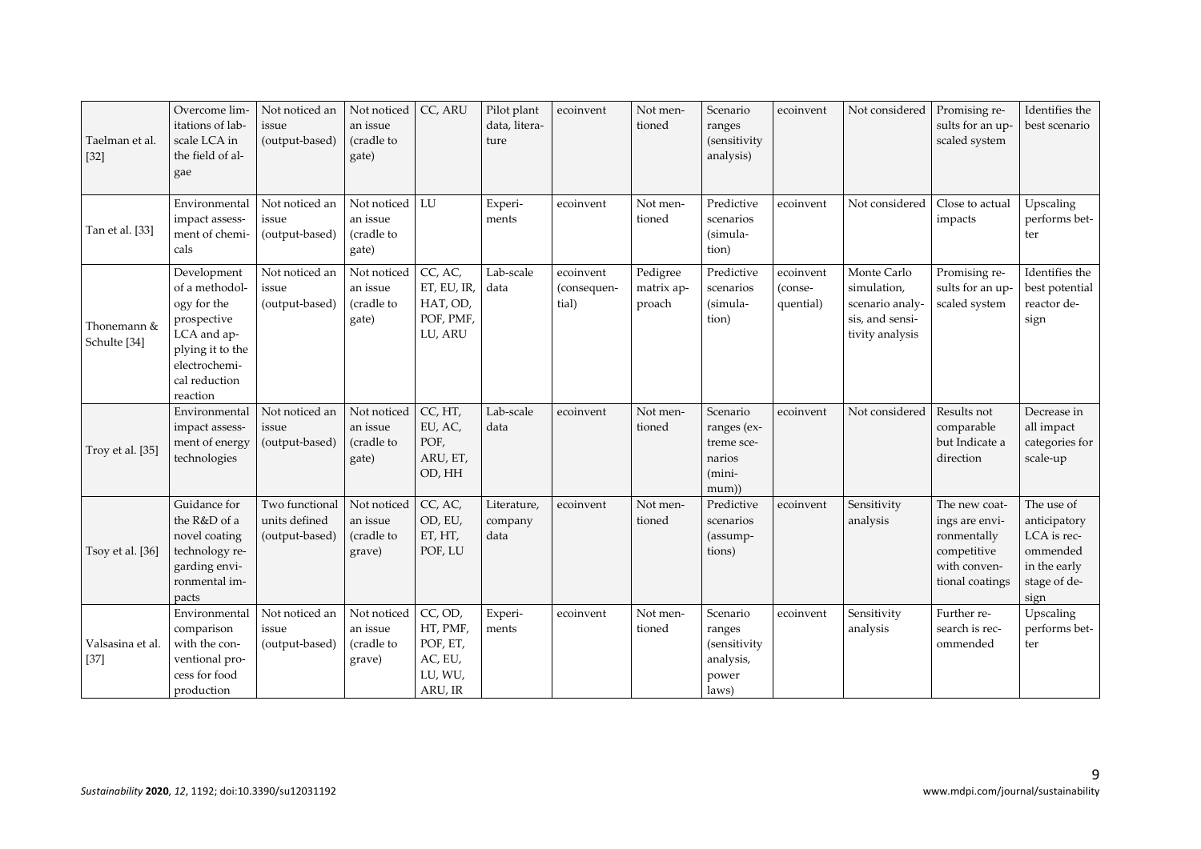| | | | | | | | | | | | | |
|---|---|---|---|---|---|---|---|---|---|---|---|---|
| Taelman et al. [32] | Overcome limitations of lab-scale LCA in the field of algae | Not noticed an issue (output-based) | Not noticed an issue (cradle to gate) | CC, ARU | Pilot plant data, literature | ecoinvent | Not mentioned | Scenario ranges (sensitivity analysis) | ecoinvent | Not considered | Promising results for an upscaled system | Identifies the best scenario |
| Tan et al. [33] | Environmental impact assessment of chemicals | Not noticed an issue (output-based) | Not noticed an issue (cradle to gate) | LU | Experiments | ecoinvent | Not mentioned | Predictive scenarios (simulation) | ecoinvent | Not considered | Close to actual impacts | Upscaling performs better |
| Thonemann & Schulte [34] | Development of a methodology for the prospective LCA and applying it to the electrochemical reduction reaction | Not noticed an issue (output-based) | Not noticed an issue (cradle to gate) | CC, AC, ET, EU, IR, HAT, OD, POF, PMF, LU, ARU | Lab-scale data | ecoinvent (consequential) | Pedigree matrix approach | Predictive scenarios (simulation) | ecoinvent (consequential) | Monte Carlo simulation, scenario analysis, and sensitivity analysis | Promising results for an upscaled system | Identifies the best potential reactor design |
| Troy et al. [35] | Environmental impact assessment of energy technologies | Not noticed an issue (output-based) | Not noticed an issue (cradle to gate) | CC, HT, EU, AC, POF, ARU, ET, OD, HH | Lab-scale data | ecoinvent | Not mentioned | Scenario ranges (extreme scenarios (minimum)) | ecoinvent | Not considered | Results not comparable but Indicate a direction | Decrease in all impact categories for scale-up |
| Tsoy et al. [36] | Guidance for the R&D of a novel coating technology regarding environmental impacts | Two functional units defined (output-based) | Not noticed an issue (cradle to grave) | CC, AC, OD, EU, ET, HT, POF, LU | Literature, company data | ecoinvent | Not mentioned | Predictive scenarios (assumptions) | ecoinvent | Sensitivity analysis | The new coatings are environmentally competitive with conventional coatings | The use of anticipatory LCA is recommended in the early stage of design |
| Valsasina et al. [37] | Environmental comparison with the conventional process for food production | Not noticed an issue (output-based) | Not noticed an issue (cradle to grave) | CC, OD, HT, PMF, POF, ET, AC, EU, LU, WU, ARU, IR | Experiments | ecoinvent | Not mentioned | Scenario ranges (sensitivity analysis, power laws) | ecoinvent | Sensitivity analysis | Further research is recommended | Upscaling performs better |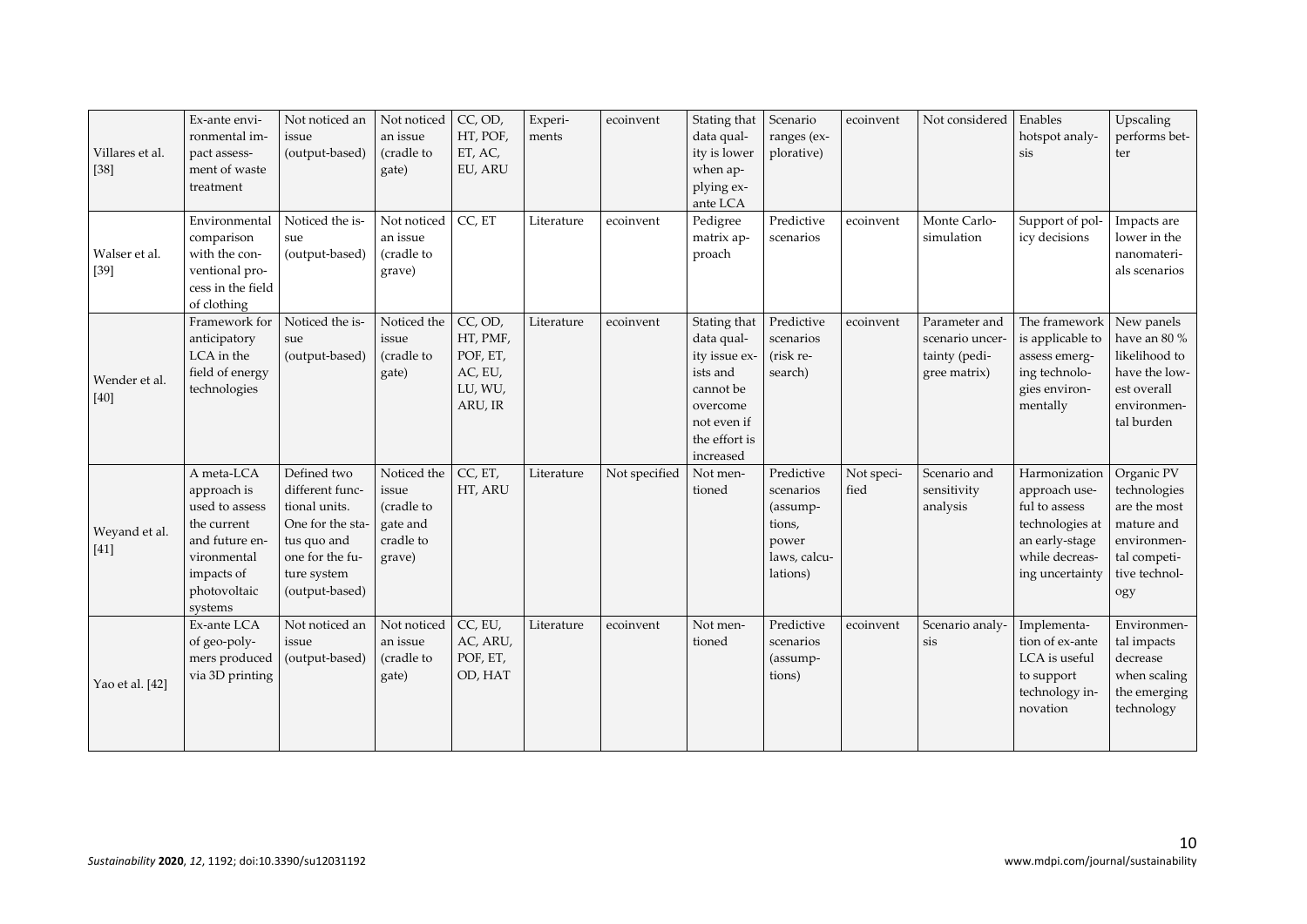| | | | | | | | | | | | | |
|---|---|---|---|---|---|---|---|---|---|---|---|---|
| Villares et al. [38] | Ex-ante environmental impact assessment of waste treatment | Not noticed an issue (output-based) | Not noticed an issue (cradle to gate) | CC, OD, HT, POF, ET, AC, EU, ARU | Experiments | ecoinvent | Stating that data quality is lower when applying ex-ante LCA | Scenario ranges (explorative) | ecoinvent | Not considered | Enables hotspot analysis | Upscaling performs better |
| Walser et al. [39] | Environmental comparison with the conventional process in the field of clothing | Noticed the issue (output-based) | Not noticed an issue (cradle to grave) | CC, ET | Literature | ecoinvent | Pedigree matrix approach | Predictive scenarios | ecoinvent | Monte Carlo-simulation | Support of policy decisions | Impacts are lower in the nanomaterials scenarios |
| Wender et al. [40] | Framework for anticipatory LCA in the field of energy technologies | Noticed the issue (output-based) | Noticed the issue (cradle to gate) | CC, OD, HT, PMF, POF, ET, AC, EU, LU, WU, ARU, IR | Literature | ecoinvent | Stating that data quality issue exists and cannot be overcome not even if the effort is increased | Predictive scenarios (risk research) | ecoinvent | Parameter and scenario uncertainty (pedigree matrix) | The framework is applicable to assess emerging technologies environmentally | New panels have an 80 % likelihood to have the lowest overall environmental burden |
| Weyand et al. [41] | A meta-LCA approach is used to assess the current and future environmental impacts of photovoltaic systems | Defined two different functional units. One for the status quo and one for the future system (output-based) | Noticed the issue (cradle to gate and cradle to grave) | CC, ET, HT, ARU | Literature | Not specified | Not mentioned | Predictive scenarios (assumptions, power laws, calculations) | Not specified | Scenario and sensitivity analysis | Harmonization approach useful to assess technologies at an early-stage while decreasing uncertainty | Organic PV technologies are the most mature and environmental competitive technology |
| Yao et al. [42] | Ex-ante LCA of geo-polymers produced via 3D printing | Not noticed an issue (output-based) | Not noticed an issue (cradle to gate) | CC, EU, AC, ARU, POF, ET, OD, HAT | Literature | ecoinvent | Not mentioned | Predictive scenarios (assumptions) | ecoinvent | Scenario analysis | Implementation of ex-ante LCA is useful to support technology innovation | Environmental impacts decrease when scaling the emerging technology |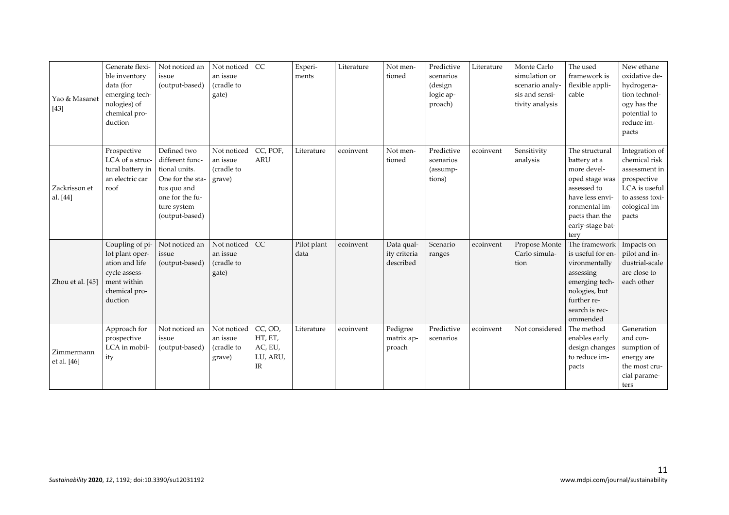| | | | | | | | | | | | | |
|---|---|---|---|---|---|---|---|---|---|---|---|---|
| Yao & Masanet [43] | Generate flexible inventory data (for emerging technologies) of chemical production | Not noticed an issue (output-based) | Not noticed an issue (cradle to gate) | CC | Experiments | Literature | Not mentioned | Predictive scenarios (design logic approach) | Literature | Monte Carlo simulation or scenario analysis and sensitivity analysis | The used framework is flexible applicable | New ethane oxidative dehydrogenation technology has the potential to reduce impacts |
| Zackrisson et al. [44] | Prospective LCA of a structural battery in an electric car roof | Defined two different functional units. One for the status quo and one for the future system (output-based) | Not noticed an issue (cradle to grave) | CC, POF, ARU | Literature | ecoinvent | Not mentioned | Predictive scenarios (assumptions) | ecoinvent | Sensitivity analysis | The structural battery at a more developed stage was assessed to have less environmental impacts than the early-stage battery | Integration of chemical risk assessment in prospective LCA is useful to assess toxicological impacts |
| Zhou et al. [45] | Coupling of pilot plant operation and life cycle assessment within chemical production | Not noticed an issue (output-based) | Not noticed an issue (cradle to gate) | CC | Pilot plant data | ecoinvent | Data quality criteria described | Scenario ranges | ecoinvent | Propose Monte Carlo simulation | The framework is useful for environmentally assessing emerging technologies, but further research is recommended | Impacts on pilot and industrial-scale are close to each other |
| Zimmermann et al. [46] | Approach for prospective LCA in mobility | Not noticed an issue (output-based) | Not noticed an issue (cradle to grave) | CC, OD, HT, ET, AC, EU, LU, ARU, IR | Literature | ecoinvent | Pedigree matrix approach | Predictive scenarios | ecoinvent | Not considered | The method enables early design changes to reduce impacts | Generation and consumption of energy are the most crucial parameters |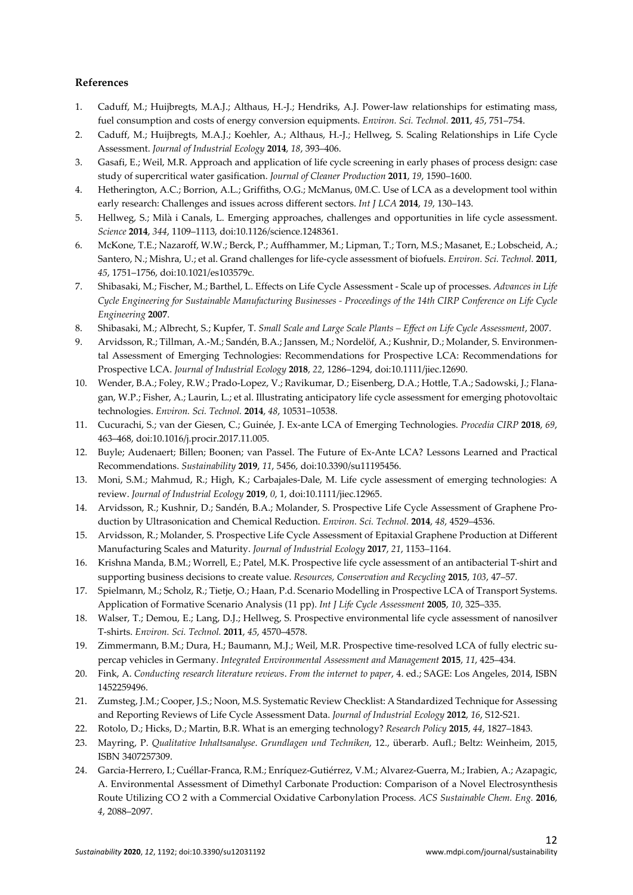## References

1. Caduff, M.; Huijbregts, M.A.J.; Althaus, H.-J.; Hendriks, A.J. Power-law relationships for estimating mass, fuel consumption and costs of energy conversion equipments. *Environ. Sci. Technol.* **2011**, *45*, 751–754.
2. Caduff, M.; Huijbregts, M.A.J.; Koehler, A.; Althaus, H.-J.; Hellweg, S. Scaling Relationships in Life Cycle Assessment. *Journal of Industrial Ecology* **2014**, *18*, 393–406.
3. Gasafi, E.; Weil, M.R. Approach and application of life cycle screening in early phases of process design: case study of supercritical water gasification. *Journal of Cleaner Production* **2011**, *19*, 1590–1600.
4. Hetherington, A.C.; Borrion, A.L.; Griffiths, O.G.; McManus, 0M.C. Use of LCA as a development tool within early research: Challenges and issues across different sectors. *Int J LCA* **2014**, *19*, 130–143.
5. Hellweg, S.; Milà i Canals, L. Emerging approaches, challenges and opportunities in life cycle assessment. *Science* **2014**, *344*, 1109–1113, doi:10.1126/science.1248361.
6. McKone, T.E.; Nazaroff, W.W.; Berck, P.; Auffhammer, M.; Lipman, T.; Torn, M.S.; Masanet, E.; Lobscheid, A.; Santero, N.; Mishra, U.; et al. Grand challenges for life-cycle assessment of biofuels. *Environ. Sci. Technol.* **2011**, *45*, 1751–1756, doi:10.1021/es103579c.
7. Shibasaki, M.; Fischer, M.; Barthel, L. Effects on Life Cycle Assessment - Scale up of processes. *Advances in Life Cycle Engineering for Sustainable Manufacturing Businesses - Proceedings of the 14th CIRP Conference on Life Cycle Engineering* **2007**.
8. Shibasaki, M.; Albrecht, S.; Kupfer, T. *Small Scale and Large Scale Plants – Effect on Life Cycle Assessment*, 2007.
9. Arvidsson, R.; Tillman, A.-M.; Sandén, B.A.; Janssen, M.; Nordelöf, A.; Kushnir, D.; Molander, S. Environmental Assessment of Emerging Technologies: Recommendations for Prospective LCA: Recommendations for Prospective LCA. *Journal of Industrial Ecology* **2018**, *22*, 1286–1294, doi:10.1111/jiec.12690.
10. Wender, B.A.; Foley, R.W.; Prado-Lopez, V.; Ravikumar, D.; Eisenberg, D.A.; Hottle, T.A.; Sadowski, J.; Flanagan, W.P.; Fisher, A.; Laurin, L.; et al. Illustrating anticipatory life cycle assessment for emerging photovoltaic technologies. *Environ. Sci. Technol.* **2014**, *48*, 10531–10538.
11. Cucurachi, S.; van der Giesen, C.; Guinée, J. Ex-ante LCA of Emerging Technologies. *Procedia CIRP* **2018**, *69*, 463–468, doi:10.1016/j.procir.2017.11.005.
12. Buyle; Audenaert; Billen; Boonen; van Passel. The Future of Ex-Ante LCA? Lessons Learned and Practical Recommendations. *Sustainability* **2019**, *11*, 5456, doi:10.3390/su11195456.
13. Moni, S.M.; Mahmud, R.; High, K.; Carbajales-Dale, M. Life cycle assessment of emerging technologies: A review. *Journal of Industrial Ecology* **2019**, *0*, 1, doi:10.1111/jiec.12965.
14. Arvidsson, R.; Kushnir, D.; Sandén, B.A.; Molander, S. Prospective Life Cycle Assessment of Graphene Production by Ultrasonication and Chemical Reduction. *Environ. Sci. Technol.* **2014**, *48*, 4529–4536.
15. Arvidsson, R.; Molander, S. Prospective Life Cycle Assessment of Epitaxial Graphene Production at Different Manufacturing Scales and Maturity. *Journal of Industrial Ecology* **2017**, *21*, 1153–1164.
16. Krishna Manda, B.M.; Worrell, E.; Patel, M.K. Prospective life cycle assessment of an antibacterial T-shirt and supporting business decisions to create value. *Resources, Conservation and Recycling* **2015**, *103*, 47–57.
17. Spielmann, M.; Scholz, R.; Tietje, O.; Haan, P.d. Scenario Modelling in Prospective LCA of Transport Systems. Application of Formative Scenario Analysis (11 pp). *Int J Life Cycle Assessment* **2005**, *10*, 325–335.
18. Walser, T.; Demou, E.; Lang, D.J.; Hellweg, S. Prospective environmental life cycle assessment of nanosilver T-shirts. *Environ. Sci. Technol.* **2011**, *45*, 4570–4578.
19. Zimmermann, B.M.; Dura, H.; Baumann, M.J.; Weil, M.R. Prospective time-resolved LCA of fully electric supercap vehicles in Germany. *Integrated Environmental Assessment and Management* **2015**, *11*, 425–434.
20. Fink, A. *Conducting research literature reviews*. *From the internet to paper*, 4. ed.; SAGE: Los Angeles, 2014, ISBN 1452259496.
21. Zumsteg, J.M.; Cooper, J.S.; Noon, M.S. Systematic Review Checklist: A Standardized Technique for Assessing and Reporting Reviews of Life Cycle Assessment Data. *Journal of Industrial Ecology* **2012**, *16*, S12-S21.
22. Rotolo, D.; Hicks, D.; Martin, B.R. What is an emerging technology? *Research Policy* **2015**, *44*, 1827–1843.
23. Mayring, P. *Qualitative Inhaltsanalyse*. *Grundlagen und Techniken*, 12., überarb. Aufl.; Beltz: Weinheim, 2015, ISBN 3407257309.
24. Garcia-Herrero, I.; Cuéllar-Franca, R.M.; Enríquez-Gutiérrez, V.M.; Alvarez-Guerra, M.; Irabien, A.; Azapagic, A. Environmental Assessment of Dimethyl Carbonate Production: Comparison of a Novel Electrosynthesis Route Utilizing CO 2 with a Commercial Oxidative Carbonylation Process. *ACS Sustainable Chem. Eng.* **2016**, *4*, 2088–2097.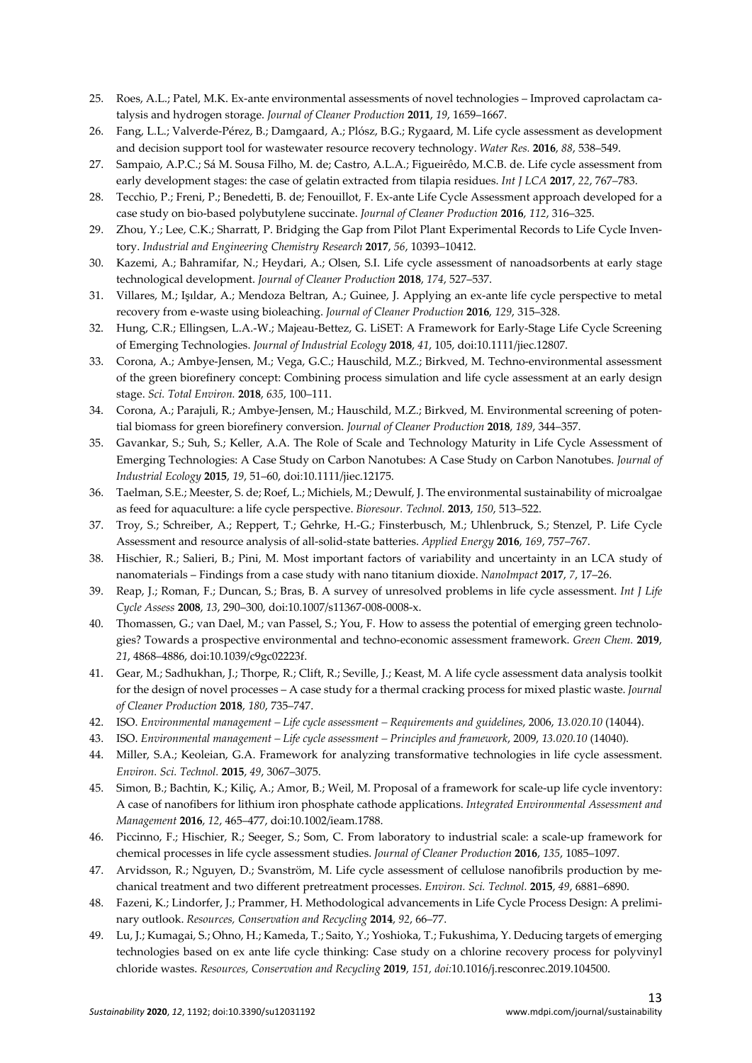25. Roes, A.L.; Patel, M.K. Ex-ante environmental assessments of novel technologies – Improved caprolactam catalysis and hydrogen storage. *Journal of Cleaner Production* **2011**, *19*, 1659–1667.
26. Fang, L.L.; Valverde-Pérez, B.; Damgaard, A.; Plósz, B.G.; Rygaard, M. Life cycle assessment as development and decision support tool for wastewater resource recovery technology. *Water Res.* **2016**, *88*, 538–549.
27. Sampaio, A.P.C.; Sá M. Sousa Filho, M. de; Castro, A.L.A.; Figueirêdo, M.C.B. de. Life cycle assessment from early development stages: the case of gelatin extracted from tilapia residues. *Int J LCA* **2017**, *22*, 767–783.
28. Tecchio, P.; Freni, P.; Benedetti, B. de; Fenouillot, F. Ex-ante Life Cycle Assessment approach developed for a case study on bio-based polybutylene succinate. *Journal of Cleaner Production* **2016**, *112*, 316–325.
29. Zhou, Y.; Lee, C.K.; Sharratt, P. Bridging the Gap from Pilot Plant Experimental Records to Life Cycle Inventory. *Industrial and Engineering Chemistry Research* **2017**, *56*, 10393–10412.
30. Kazemi, A.; Bahramifar, N.; Heydari, A.; Olsen, S.I. Life cycle assessment of nanoadsorbents at early stage technological development. *Journal of Cleaner Production* **2018**, *174*, 527–537.
31. Villares, M.; Işıldar, A.; Mendoza Beltran, A.; Guinee, J. Applying an ex-ante life cycle perspective to metal recovery from e-waste using bioleaching. *Journal of Cleaner Production* **2016**, *129*, 315–328.
32. Hung, C.R.; Ellingsen, L.A.-W.; Majeau-Bettez, G. LiSET: A Framework for Early-Stage Life Cycle Screening of Emerging Technologies. *Journal of Industrial Ecology* **2018**, *41*, 105, doi:10.1111/jiec.12807.
33. Corona, A.; Ambye-Jensen, M.; Vega, G.C.; Hauschild, M.Z.; Birkved, M. Techno-environmental assessment of the green biorefinery concept: Combining process simulation and life cycle assessment at an early design stage. *Sci. Total Environ.* **2018**, *635*, 100–111.
34. Corona, A.; Parajuli, R.; Ambye-Jensen, M.; Hauschild, M.Z.; Birkved, M. Environmental screening of potential biomass for green biorefinery conversion. *Journal of Cleaner Production* **2018**, *189*, 344–357.
35. Gavankar, S.; Suh, S.; Keller, A.A. The Role of Scale and Technology Maturity in Life Cycle Assessment of Emerging Technologies: A Case Study on Carbon Nanotubes: A Case Study on Carbon Nanotubes. *Journal of Industrial Ecology* **2015**, *19*, 51–60, doi:10.1111/jiec.12175.
36. Taelman, S.E.; Meester, S. de; Roef, L.; Michiels, M.; Dewulf, J. The environmental sustainability of microalgae as feed for aquaculture: a life cycle perspective. *Bioresour. Technol.* **2013**, *150*, 513–522.
37. Troy, S.; Schreiber, A.; Reppert, T.; Gehrke, H.-G.; Finsterbusch, M.; Uhlenbruck, S.; Stenzel, P. Life Cycle Assessment and resource analysis of all-solid-state batteries. *Applied Energy* **2016**, *169*, 757–767.
38. Hischier, R.; Salieri, B.; Pini, M. Most important factors of variability and uncertainty in an LCA study of nanomaterials – Findings from a case study with nano titanium dioxide. *NanoImpact* **2017**, *7*, 17–26.
39. Reap, J.; Roman, F.; Duncan, S.; Bras, B. A survey of unresolved problems in life cycle assessment. *Int J Life Cycle Assess* **2008**, *13*, 290–300, doi:10.1007/s11367-008-0008-x.
40. Thomassen, G.; van Dael, M.; van Passel, S.; You, F. How to assess the potential of emerging green technologies? Towards a prospective environmental and techno-economic assessment framework. *Green Chem.* **2019**, *21*, 4868–4886, doi:10.1039/c9gc02223f.
41. Gear, M.; Sadhukhan, J.; Thorpe, R.; Clift, R.; Seville, J.; Keast, M. A life cycle assessment data analysis toolkit for the design of novel processes – A case study for a thermal cracking process for mixed plastic waste. *Journal of Cleaner Production* **2018**, *180*, 735–747.
42. ISO. *Environmental management – Life cycle assessment – Requirements and guidelines*, 2006, *13.020.10* (14044).
43. ISO. *Environmental management – Life cycle assessment – Principles and framework*, 2009, *13.020.10* (14040).
44. Miller, S.A.; Keoleian, G.A. Framework for analyzing transformative technologies in life cycle assessment. *Environ. Sci. Technol.* **2015**, *49*, 3067–3075.
45. Simon, B.; Bachtin, K.; Kiliç, A.; Amor, B.; Weil, M. Proposal of a framework for scale-up life cycle inventory: A case of nanofibers for lithium iron phosphate cathode applications. *Integrated Environmental Assessment and Management* **2016**, *12*, 465–477, doi:10.1002/ieam.1788.
46. Piccinno, F.; Hischier, R.; Seeger, S.; Som, C. From laboratory to industrial scale: a scale-up framework for chemical processes in life cycle assessment studies. *Journal of Cleaner Production* **2016**, *135*, 1085–1097.
47. Arvidsson, R.; Nguyen, D.; Svanström, M. Life cycle assessment of cellulose nanofibrils production by mechanical treatment and two different pretreatment processes. *Environ. Sci. Technol.* **2015**, *49*, 6881–6890.
48. Fazeni, K.; Lindorfer, J.; Prammer, H. Methodological advancements in Life Cycle Process Design: A preliminary outlook. *Resources, Conservation and Recycling* **2014**, *92*, 66–77.
49. Lu, J.; Kumagai, S.; Ohno, H.; Kameda, T.; Saito, Y.; Yoshioka, T.; Fukushima, Y. Deducing targets of emerging technologies based on ex ante life cycle thinking: Case study on a chlorine recovery process for polyvinyl chloride wastes. *Resources, Conservation and Recycling* **2019**, *151*, *doi:*10.1016/j.resconrec.2019.104500.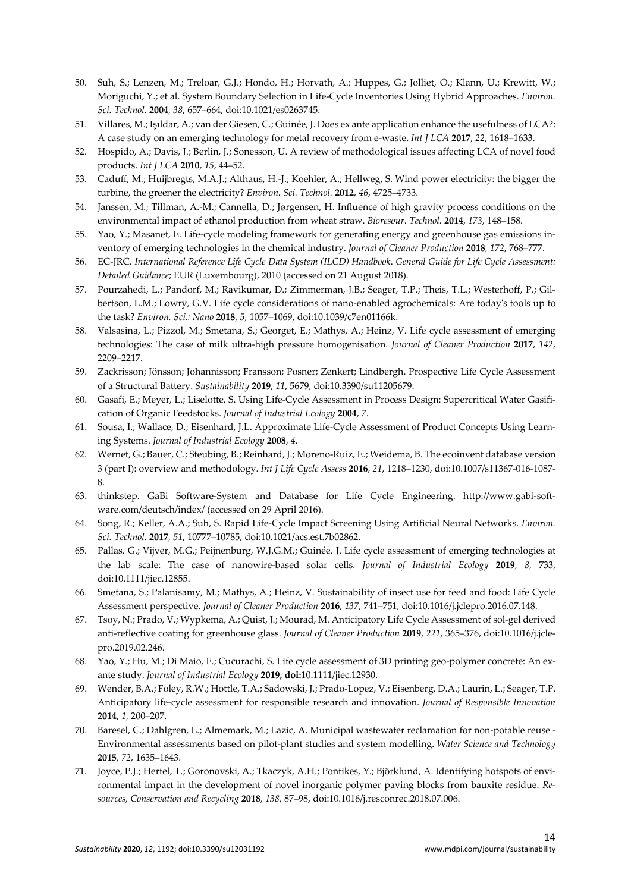50. Suh, S.; Lenzen, M.; Treloar, G.J.; Hondo, H.; Horvath, A.; Huppes, G.; Jolliet, O.; Klann, U.; Krewitt, W.; Moriguchi, Y.; et al. System Boundary Selection in Life-Cycle Inventories Using Hybrid Approaches. *Environ. Sci. Technol.* **2004**, *38*, 657–664, doi:10.1021/es0263745.
51. Villares, M.; Işıldar, A.; van der Giesen, C.; Guinée, J. Does ex ante application enhance the usefulness of LCA?: A case study on an emerging technology for metal recovery from e-waste. *Int J LCA* **2017**, *22*, 1618–1633.
52. Hospido, A.; Davis, J.; Berlin, J.; Sonesson, U. A review of methodological issues affecting LCA of novel food products. *Int J LCA* **2010**, *15*, 44–52.
53. Caduff, M.; Huijbregts, M.A.J.; Althaus, H.-J.; Koehler, A.; Hellweg, S. Wind power electricity: the bigger the turbine, the greener the electricity? *Environ. Sci. Technol.* **2012**, *46*, 4725–4733.
54. Janssen, M.; Tillman, A.-M.; Cannella, D.; Jørgensen, H. Influence of high gravity process conditions on the environmental impact of ethanol production from wheat straw. *Bioresour. Technol.* **2014**, *173*, 148–158.
55. Yao, Y.; Masanet, E. Life-cycle modeling framework for generating energy and greenhouse gas emissions inventory of emerging technologies in the chemical industry. *Journal of Cleaner Production* **2018**, *172*, 768–777.
56. EC-JRC. *International Reference Life Cycle Data System (ILCD) Handbook. General Guide for Life Cycle Assessment: Detailed Guidance*; EUR (Luxembourg), 2010 (accessed on 21 August 2018).
57. Pourzahedi, L.; Pandorf, M.; Ravikumar, D.; Zimmerman, J.B.; Seager, T.P.; Theis, T.L.; Westerhoff, P.; Gilbertson, L.M.; Lowry, G.V. Life cycle considerations of nano-enabled agrochemicals: Are today's tools up to the task? *Environ. Sci.: Nano* **2018**, *5*, 1057–1069, doi:10.1039/c7en01166k.
58. Valsasina, L.; Pizzol, M.; Smetana, S.; Georget, E.; Mathys, A.; Heinz, V. Life cycle assessment of emerging technologies: The case of milk ultra-high pressure homogenisation. *Journal of Cleaner Production* **2017**, *142*, 2209–2217.
59. Zackrisson; Jönsson; Johannisson; Fransson; Posner; Zenkert; Lindbergh. Prospective Life Cycle Assessment of a Structural Battery. *Sustainability* **2019**, *11*, 5679, doi:10.3390/su11205679.
60. Gasafi, E.; Meyer, L.; Liselotte, S. Using Life-Cycle Assessment in Process Design: Supercritical Water Gasification of Organic Feedstocks. *Journal of Industrial Ecology* **2004**, *7*.
61. Sousa, I.; Wallace, D.; Eisenhard, J.L. Approximate Life-Cycle Assessment of Product Concepts Using Learning Systems. *Journal of Industrial Ecology* **2008**, *4*.
62. Wernet, G.; Bauer, C.; Steubing, B.; Reinhard, J.; Moreno-Ruiz, E.; Weidema, B. The ecoinvent database version 3 (part I): overview and methodology. *Int J Life Cycle Assess* **2016**, *21*, 1218–1230, doi:10.1007/s11367-016-1087-8.
63. thinkstep. GaBi Software-System and Database for Life Cycle Engineering. http://www.gabi-software.com/deutsch/index/ (accessed on 29 April 2016).
64. Song, R.; Keller, A.A.; Suh, S. Rapid Life-Cycle Impact Screening Using Artificial Neural Networks. *Environ. Sci. Technol.* **2017**, *51*, 10777–10785, doi:10.1021/acs.est.7b02862.
65. Pallas, G.; Vijver, M.G.; Peijnenburg, W.J.G.M.; Guinée, J. Life cycle assessment of emerging technologies at the lab scale: The case of nanowire-based solar cells. *Journal of Industrial Ecology* **2019**, *8*, 733, doi:10.1111/jiec.12855.
66. Smetana, S.; Palanisamy, M.; Mathys, A.; Heinz, V. Sustainability of insect use for feed and food: Life Cycle Assessment perspective. *Journal of Cleaner Production* **2016**, *137*, 741–751, doi:10.1016/j.jclepro.2016.07.148.
67. Tsoy, N.; Prado, V.; Wypkema, A.; Quist, J.; Mourad, M. Anticipatory Life Cycle Assessment of sol-gel derived anti-reflective coating for greenhouse glass. *Journal of Cleaner Production* **2019**, *221*, 365–376, doi:10.1016/j.jclepro.2019.02.246.
68. Yao, Y.; Hu, M.; Di Maio, F.; Cucurachi, S. Life cycle assessment of 3D printing geo-polymer concrete: An ex-ante study. *Journal of Industrial Ecology* **2019, doi:**10.1111/jiec.12930.
69. Wender, B.A.; Foley, R.W.; Hottle, T.A.; Sadowski, J.; Prado-Lopez, V.; Eisenberg, D.A.; Laurin, L.; Seager, T.P. Anticipatory life-cycle assessment for responsible research and innovation. *Journal of Responsible Innovation* **2014**, *1*, 200–207.
70. Baresel, C.; Dahlgren, L.; Almemark, M.; Lazic, A. Municipal wastewater reclamation for non-potable reuse - Environmental assessments based on pilot-plant studies and system modelling. *Water Science and Technology* **2015**, *72*, 1635–1643.
71. Joyce, P.J.; Hertel, T.; Goronovski, A.; Tkaczyk, A.H.; Pontikes, Y.; Björklund, A. Identifying hotspots of environmental impact in the development of novel inorganic polymer paving blocks from bauxite residue. *Resources, Conservation and Recycling* **2018**, *138*, 87–98, doi:10.1016/j.resconrec.2018.07.006.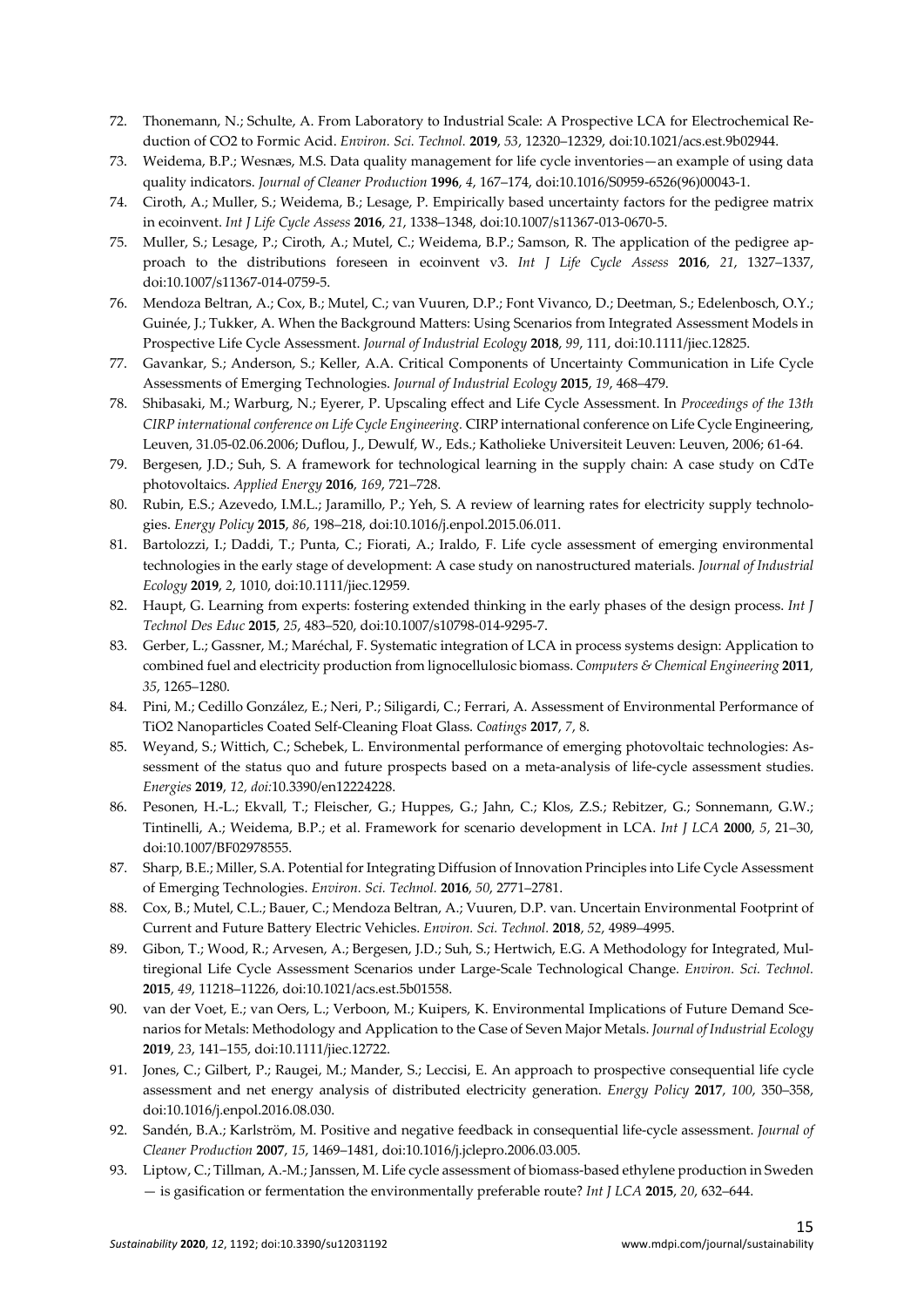72. Thonemann, N.; Schulte, A. From Laboratory to Industrial Scale: A Prospective LCA for Electrochemical Reduction of CO2 to Formic Acid. *Environ. Sci. Technol.* **2019**, *53*, 12320–12329, doi:10.1021/acs.est.9b02944.
73. Weidema, B.P.; Wesnæs, M.S. Data quality management for life cycle inventories—an example of using data quality indicators. *Journal of Cleaner Production* **1996**, *4*, 167–174, doi:10.1016/S0959-6526(96)00043-1.
74. Ciroth, A.; Muller, S.; Weidema, B.; Lesage, P. Empirically based uncertainty factors for the pedigree matrix in ecoinvent. *Int J Life Cycle Assess* **2016**, *21*, 1338–1348, doi:10.1007/s11367-013-0670-5.
75. Muller, S.; Lesage, P.; Ciroth, A.; Mutel, C.; Weidema, B.P.; Samson, R. The application of the pedigree approach to the distributions foreseen in ecoinvent v3. *Int J Life Cycle Assess* **2016**, *21*, 1327–1337, doi:10.1007/s11367-014-0759-5.
76. Mendoza Beltran, A.; Cox, B.; Mutel, C.; van Vuuren, D.P.; Font Vivanco, D.; Deetman, S.; Edelenbosch, O.Y.; Guinée, J.; Tukker, A. When the Background Matters: Using Scenarios from Integrated Assessment Models in Prospective Life Cycle Assessment. *Journal of Industrial Ecology* **2018**, *99*, 111, doi:10.1111/jiec.12825.
77. Gavankar, S.; Anderson, S.; Keller, A.A. Critical Components of Uncertainty Communication in Life Cycle Assessments of Emerging Technologies. *Journal of Industrial Ecology* **2015**, *19*, 468–479.
78. Shibasaki, M.; Warburg, N.; Eyerer, P. Upscaling effect and Life Cycle Assessment. In *Proceedings of the 13th CIRP international conference on Life Cycle Engineering.* CIRP international conference on Life Cycle Engineering, Leuven, 31.05-02.06.2006; Duflou, J., Dewulf, W., Eds.; Katholieke Universiteit Leuven: Leuven, 2006; 61-64.
79. Bergesen, J.D.; Suh, S. A framework for technological learning in the supply chain: A case study on CdTe photovoltaics. *Applied Energy* **2016**, *169*, 721–728.
80. Rubin, E.S.; Azevedo, I.M.L.; Jaramillo, P.; Yeh, S. A review of learning rates for electricity supply technologies. *Energy Policy* **2015**, *86*, 198–218, doi:10.1016/j.enpol.2015.06.011.
81. Bartolozzi, I.; Daddi, T.; Punta, C.; Fiorati, A.; Iraldo, F. Life cycle assessment of emerging environmental technologies in the early stage of development: A case study on nanostructured materials. *Journal of Industrial Ecology* **2019**, *2*, 1010, doi:10.1111/jiec.12959.
82. Haupt, G. Learning from experts: fostering extended thinking in the early phases of the design process. *Int J Technol Des Educ* **2015**, *25*, 483–520, doi:10.1007/s10798-014-9295-7.
83. Gerber, L.; Gassner, M.; Maréchal, F. Systematic integration of LCA in process systems design: Application to combined fuel and electricity production from lignocellulosic biomass. *Computers & Chemical Engineering* **2011**, *35*, 1265–1280.
84. Pini, M.; Cedillo González, E.; Neri, P.; Siligardi, C.; Ferrari, A. Assessment of Environmental Performance of TiO2 Nanoparticles Coated Self-Cleaning Float Glass. *Coatings* **2017**, *7*, 8.
85. Weyand, S.; Wittich, C.; Schebek, L. Environmental performance of emerging photovoltaic technologies: Assessment of the status quo and future prospects based on a meta-analysis of life-cycle assessment studies. *Energies* **2019**, *12, doi:*10.3390/en12224228.
86. Pesonen, H.-L.; Ekvall, T.; Fleischer, G.; Huppes, G.; Jahn, C.; Klos, Z.S.; Rebitzer, G.; Sonnemann, G.W.; Tintinelli, A.; Weidema, B.P.; et al. Framework for scenario development in LCA. *Int J LCA* **2000**, *5*, 21–30, doi:10.1007/BF02978555.
87. Sharp, B.E.; Miller, S.A. Potential for Integrating Diffusion of Innovation Principles into Life Cycle Assessment of Emerging Technologies. *Environ. Sci. Technol.* **2016**, *50*, 2771–2781.
88. Cox, B.; Mutel, C.L.; Bauer, C.; Mendoza Beltran, A.; Vuuren, D.P. van. Uncertain Environmental Footprint of Current and Future Battery Electric Vehicles. *Environ. Sci. Technol.* **2018**, *52*, 4989–4995.
89. Gibon, T.; Wood, R.; Arvesen, A.; Bergesen, J.D.; Suh, S.; Hertwich, E.G. A Methodology for Integrated, Multiregional Life Cycle Assessment Scenarios under Large-Scale Technological Change. *Environ. Sci. Technol.* **2015**, *49*, 11218–11226, doi:10.1021/acs.est.5b01558.
90. van der Voet, E.; van Oers, L.; Verboon, M.; Kuipers, K. Environmental Implications of Future Demand Scenarios for Metals: Methodology and Application to the Case of Seven Major Metals. *Journal of Industrial Ecology* **2019**, *23*, 141–155, doi:10.1111/jiec.12722.
91. Jones, C.; Gilbert, P.; Raugei, M.; Mander, S.; Leccisi, E. An approach to prospective consequential life cycle assessment and net energy analysis of distributed electricity generation. *Energy Policy* **2017**, *100*, 350–358, doi:10.1016/j.enpol.2016.08.030.
92. Sandén, B.A.; Karlström, M. Positive and negative feedback in consequential life-cycle assessment. *Journal of Cleaner Production* **2007**, *15*, 1469–1481, doi:10.1016/j.jclepro.2006.03.005.
93. Liptow, C.; Tillman, A.-M.; Janssen, M. Life cycle assessment of biomass-based ethylene production in Sweden — is gasification or fermentation the environmentally preferable route? *Int J LCA* **2015**, *20*, 632–644.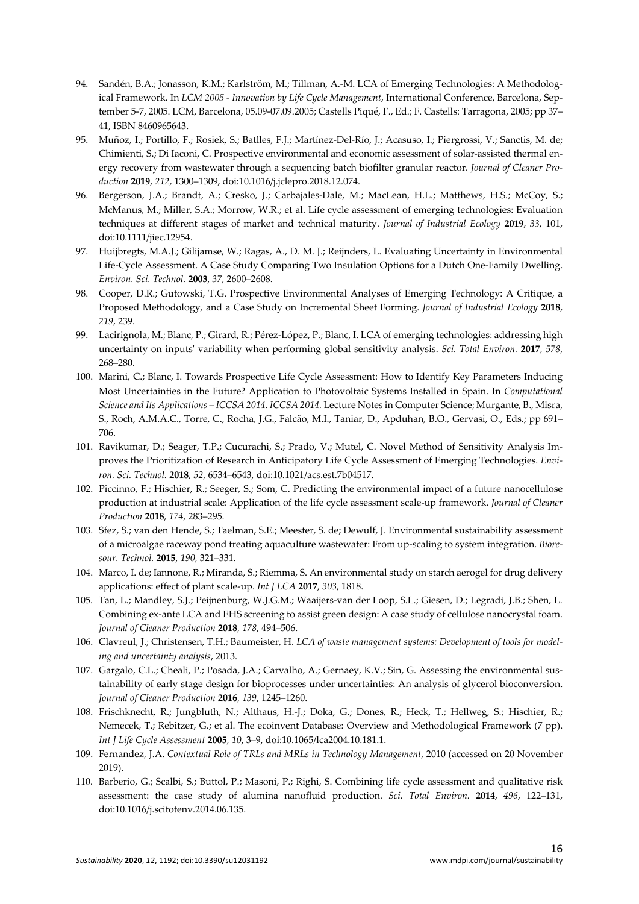94. Sandén, B.A.; Jonasson, K.M.; Karlström, M.; Tillman, A.-M. LCA of Emerging Technologies: A Methodological Framework. In *LCM 2005 - Innovation by Life Cycle Management*, International Conference, Barcelona, September 5-7, 2005. LCM, Barcelona, 05.09-07.09.2005; Castells Piqué, F., Ed.; F. Castells: Tarragona, 2005; pp 37–41, ISBN 8460965643.
95. Muñoz, I.; Portillo, F.; Rosiek, S.; Batlles, F.J.; Martínez-Del-Río, J.; Acasuso, I.; Piergrossi, V.; Sanctis, M. de; Chimienti, S.; Di Iaconi, C. Prospective environmental and economic assessment of solar-assisted thermal energy recovery from wastewater through a sequencing batch biofilter granular reactor. *Journal of Cleaner Production* **2019**, *212*, 1300–1309, doi:10.1016/j.jclepro.2018.12.074.
96. Bergerson, J.A.; Brandt, A.; Cresko, J.; Carbajales-Dale, M.; MacLean, H.L.; Matthews, H.S.; McCoy, S.; McManus, M.; Miller, S.A.; Morrow, W.R.; et al. Life cycle assessment of emerging technologies: Evaluation techniques at different stages of market and technical maturity. *Journal of Industrial Ecology* **2019**, *33*, 101, doi:10.1111/jiec.12954.
97. Huijbregts, M.A.J.; Gilijamse, W.; Ragas, A., D. M. J.; Reijnders, L. Evaluating Uncertainty in Environmental Life-Cycle Assessment. A Case Study Comparing Two Insulation Options for a Dutch One-Family Dwelling. *Environ. Sci. Technol.* **2003**, *37*, 2600–2608.
98. Cooper, D.R.; Gutowski, T.G. Prospective Environmental Analyses of Emerging Technology: A Critique, a Proposed Methodology, and a Case Study on Incremental Sheet Forming. *Journal of Industrial Ecology* **2018**, *219*, 239.
99. Lacirignola, M.; Blanc, P.; Girard, R.; Pérez-López, P.; Blanc, I. LCA of emerging technologies: addressing high uncertainty on inputs' variability when performing global sensitivity analysis. *Sci. Total Environ.* **2017**, *578*, 268–280.
100. Marini, C.; Blanc, I. Towards Prospective Life Cycle Assessment: How to Identify Key Parameters Inducing Most Uncertainties in the Future? Application to Photovoltaic Systems Installed in Spain. In *Computational Science and Its Applications – ICCSA 2014. ICCSA 2014.* Lecture Notes in Computer Science; Murgante, B., Misra, S., Roch, A.M.A.C., Torre, C., Rocha, J.G., Falcão, M.I., Taniar, D., Apduhan, B.O., Gervasi, O., Eds.; pp 691–706.
101. Ravikumar, D.; Seager, T.P.; Cucurachi, S.; Prado, V.; Mutel, C. Novel Method of Sensitivity Analysis Improves the Prioritization of Research in Anticipatory Life Cycle Assessment of Emerging Technologies. *Environ. Sci. Technol.* **2018**, *52*, 6534–6543, doi:10.1021/acs.est.7b04517.
102. Piccinno, F.; Hischier, R.; Seeger, S.; Som, C. Predicting the environmental impact of a future nanocellulose production at industrial scale: Application of the life cycle assessment scale-up framework. *Journal of Cleaner Production* **2018**, *174*, 283–295.
103. Sfez, S.; van den Hende, S.; Taelman, S.E.; Meester, S. de; Dewulf, J. Environmental sustainability assessment of a microalgae raceway pond treating aquaculture wastewater: From up-scaling to system integration. *Bioresour. Technol.* **2015**, *190*, 321–331.
104. Marco, I. de; Iannone, R.; Miranda, S.; Riemma, S. An environmental study on starch aerogel for drug delivery applications: effect of plant scale-up. *Int J LCA* **2017**, *303*, 1818.
105. Tan, L.; Mandley, S.J.; Peijnenburg, W.J.G.M.; Waaijers-van der Loop, S.L.; Giesen, D.; Legradi, J.B.; Shen, L. Combining ex-ante LCA and EHS screening to assist green design: A case study of cellulose nanocrystal foam. *Journal of Cleaner Production* **2018**, *178*, 494–506.
106. Clavreul, J.; Christensen, T.H.; Baumeister, H. *LCA of waste management systems: Development of tools for modeling and uncertainty analysis*, 2013.
107. Gargalo, C.L.; Cheali, P.; Posada, J.A.; Carvalho, A.; Gernaey, K.V.; Sin, G. Assessing the environmental sustainability of early stage design for bioprocesses under uncertainties: An analysis of glycerol bioconversion. *Journal of Cleaner Production* **2016**, *139*, 1245–1260.
108. Frischknecht, R.; Jungbluth, N.; Althaus, H.-J.; Doka, G.; Dones, R.; Heck, T.; Hellweg, S.; Hischier, R.; Nemecek, T.; Rebitzer, G.; et al. The ecoinvent Database: Overview and Methodological Framework (7 pp). *Int J Life Cycle Assessment* **2005**, *10*, 3–9, doi:10.1065/lca2004.10.181.1.
109. Fernandez, J.A. *Contextual Role of TRLs and MRLs in Technology Management*, 2010 (accessed on 20 November 2019).
110. Barberio, G.; Scalbi, S.; Buttol, P.; Masoni, P.; Righi, S. Combining life cycle assessment and qualitative risk assessment: the case study of alumina nanofluid production. *Sci. Total Environ.* **2014**, *496*, 122–131, doi:10.1016/j.scitotenv.2014.06.135.